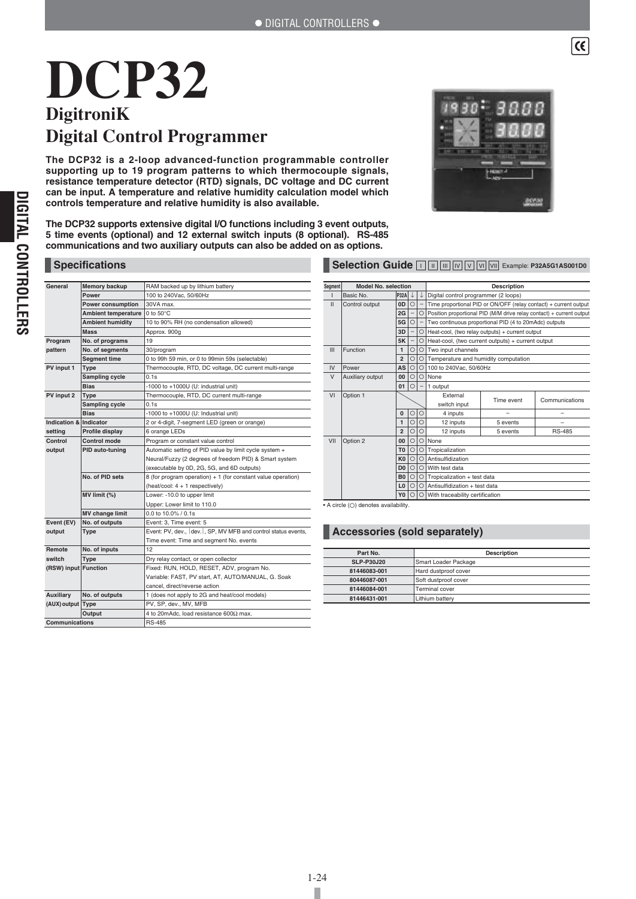# DCP32

## DigitroniK
## Digital Control Programmer

**The DCP32 is a 2-loop advanced-function programmable controller supporting up to 19 program patterns to which thermocouple signals, resistance temperature detector (RTD) signals, DC voltage and DC current can be input. A temperature and relative humidity calculation model which controls temperature and relative humidity is also available.**

**The DCP32 supports extensive digital I/O functions including 3 event outputs, 5 time events (optional) and 12 external switch inputs (8 optional). RS-485 communications and two auxiliary outputs can also be added on as options.**

## Specifications

| | | |
|---|---|---|
| **General** | **Memory backup** | RAM backed up by lithium battery |
| | **Power** | 100 to 240Vac, 50/60Hz |
| | **Power consumption** | 30VA max. |
| | **Ambient temperature** | 0 to 50°C |
| | **Ambient humidity** | 10 to 90% RH (no condensation allowed) |
| | **Mass** | Approx. 900g |
| **Program pattern** | **No. of programs** | 19 |
| | **No. of segments** | 30/program |
| | **Segment time** | 0 to 99h 59 min, or 0 to 99min 59s (selectable) |
| **PV input 1** | **Type** | Thermocouple, RTD, DC voltage, DC current multi-range |
| | **Sampling cycle** | 0.1s |
| | **Bias** | -1000 to +1000U (U: industrial unit) |
| **PV input 2** | **Type** | Thermocouple, RTD, DC current multi-range |
| | **Sampling cycle** | 0.1s |
| | **Bias** | -1000 to +1000U (U: Industrial unit) |
| **Indication & setting** | **Indicator** | 2 or 4-digit, 7-segment LED (green or orange) |
| | **Profile display** | 6 orange LEDs |
| **Control output** | **Control mode** | Program or constant value control |
| | **PID auto-tuning** | Automatic setting of PID value by limit cycle system + Neural/Fuzzy (2 degrees of freedom PID) & Smart system (executable by 0D, 2G, 5G, and 6D outputs) |
| | **No. of PID sets** | 8 (for program operation) + 1 (for constant value operation) (heat/cool: 4 + 1 respectively) |
| | **MV limit (%)** | Lower: -10.0 to upper limit<br>Upper: Lower limit to 110.0 |
| | **MV change limit** | 0.0 to 10.0% / 0.1s |
| **Event (EV) output** | **No. of outputs** | Event: 3, Time event: 5 |
| | **Type** | Event: PV, dev., \|dev.\|, SP, MV MFB and control status events, Time event: Time and segment No. events |
| **Remote switch (RSW) input** | **No. of inputs** | 12 |
| | **Type** | Dry relay contact, or open collector |
| | **Function** | Fixed: RUN, HOLD, RESET, ADV, program No.<br>Variable: FAST, PV start, AT, AUTO/MANUAL, G. Soak cancel, direct/reverse action |
| **Auxiliary (AUX) output** | **No. of outputs** | 1 (does not apply to 2G and heat/cool models) |
| | **Type** | PV, SP, dev., MV, MFB |
| | **Output** | 4 to 20mAdc, load resistance 600Ω max. |
| **Communications** | | RS-485 |

## Selection Guide I II III IV V VI VII Example: **P32A5G1AS001D0**

| Segment | Model No. selection | | | | Description | | |
|---|---|---|---|---|---|---|---|
| I | Basic No. | P32A | ↓ | ↓ | Digital control programmer (2 loops) | | |
| II | Control output | 0D | ○ | – | Time proportional PID or ON/OFF (relay contact) + current output | | |
| | | 2G | – | ○ | Position proportional PID (M/M drive relay contact) + current output | | |
| | | 5G | ○ | – | Two continuous proportional PID (4 to 20mAdc) outputs | | |
| | | 3D | – | ○ | Heat-cool, (two relay outputs) + current output | | |
| | | 5K | – | ○ | Heat-cool, (two current outputs) + current output | | |
| III | Function | 1 | ○ | ○ | Two input channels | | |
| | | 2 | ○ | ○ | Temperature and humidity computation | | |
| IV | Power | AS | ○ | ○ | 100 to 240Vac, 50/60Hz | | |
| V | Auxiliary output | 00 | ○ | ○ | None | | |
| | | 01 | ○ | – | 1 output | | |
| VI | Option 1 | | | | External switch input | Time event | Communications |
| | | 0 | ○ | ○ | 4 inputs | – | – |
| | | 1 | ○ | ○ | 12 inputs | 5 events | – |
| | | 2 | ○ | ○ | 12 inputs | 5 events | RS-485 |
| VII | Option 2 | 00 | ○ | ○ | None | | |
| | | T0 | ○ | ○ | Tropicalization | | |
| | | K0 | ○ | ○ | Antisulfidization | | |
| | | D0 | ○ | ○ | With test data | | |
| | | B0 | ○ | ○ | Tropicalization + test data | | |
| | | L0 | ○ | ○ | Antisulfidization + test data | | |
| | | Y0 | ○ | ○ | With traceability certification | | |

• A circle (○) denotes availability.

## Accessories (sold separately)

| Part No. | Description |
|---|---|
| SLP-P30J20 | Smart Loader Package |
| 81446083-001 | Hard dustproof cover |
| 80446087-001 | Soft dustproof cover |
| 81446084-001 | Terminal cover |
| 81446431-001 | Lithium battery |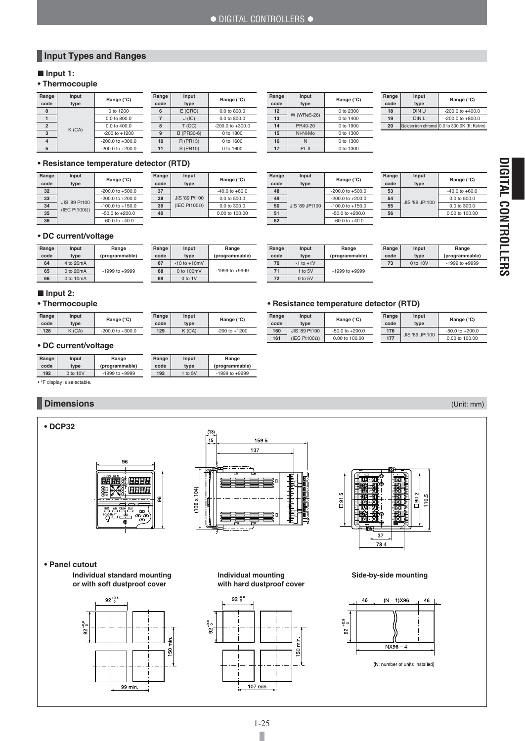## Input Types and Ranges

### ■ Input 1:

#### • Thermocouple

| Range code | Input type | Range (°C) |
|---|---|---|
| 0 | K (CA) | 0 to 1200 |
| 1 | | 0.0 to 800.0 |
| 2 | | 0.0 to 400.0 |
| 3 | | -200 to +1200 |
| 4 | | -200.0 to +300.0 |
| 5 | | -200.0 to +200.0 |

| Range code | Input type | Range (°C) |
|---|---|---|
| 6 | E (CRC) | 0.0 to 800.0 |
| 7 | J (IC) | 0.0 to 800.0 |
| 8 | T (CC) | -200.0 to +300.0 |
| 9 | B (PR30-6) | 0 to 1800 |
| 10 | R (PR13) | 0 to 1600 |
| 11 | S (PR10) | 0 to 1600 |

| Range code | Input type | Range (°C) |
|---|---|---|
| 12 | W (WRe5-26) | 0 to 2300 |
| 13 | | 0 to 1400 |
| 14 | PR40-20 | 0 to 1900 |
| 15 | Ni-Ni-Mo | 0 to 1300 |
| 16 | N | 0 to 1300 |
| 17 | PL II | 0 to 1300 |

| Range code | Input type | Range (°C) |
|---|---|---|
| 18 | DIN U | -200.0 to +400.0 |
| 19 | DIN L | -200.0 to +800.0 |
| 20 | Golden iron chromel | 0.0 to 300.0K (K: Kelvin) |

#### • Resistance temperature detector (RTD)

| Range code | Input type | Range (°C) |
|---|---|---|
| 32 | JIS '89 Pt100 (IEC Pt100Ω) | -200.0 to +500.0 |
| 33 | | -200.0 to +200.0 |
| 34 | | -100.0 to +150.0 |
| 35 | | -50.0 to +200.0 |
| 36 | | -60.0 to +40.0 |

| Range code | Input type | Range (°C) |
|---|---|---|
| 37 | JIS '89 Pt100 (IEC Pt100Ω) | -40.0 to +60.0 |
| 38 | | 0.0 to 500.0 |
| 39 | | 0.0 to 300.0 |
| 40 | | 0.00 to 100.00 |

| Range code | Input type | Range (°C) |
|---|---|---|
| 48 | JIS '89 JPt100 | -200.0 to +500.0 |
| 49 | | -200.0 to +200.0 |
| 50 | | -100.0 to +150.0 |
| 51 | | -50.0 to +200.0 |
| 52 | | -60.0 to +40.0 |

| Range code | Input type | Range (°C) |
|---|---|---|
| 53 | JIS '89 JPt100 | -40.0 to +60.0 |
| 54 | | 0.0 to 500.0 |
| 55 | | 0.0 to 300.0 |
| 56 | | 0.00 to 100.00 |

#### • DC current/voltage

| Range code | Input type | Range (programmable) |
|---|---|---|
| 64 | 4 to 20mA | -1999 to +9999 |
| 65 | 0 to 20mA | |
| 66 | 0 to 10mA | |

| Range code | Input type | Range (programmable) |
|---|---|---|
| 67 | -10 to +10mV | -1999 to +9999 |
| 68 | 0 to 100mV | |
| 69 | 0 to 1V | |

| Range code | Input type | Range (programmable) |
|---|---|---|
| 70 | -1 to +1V | -1999 to +9999 |
| 71 | 1 to 5V | |
| 72 | 0 to 5V | |

| Range code | Input type | Range (programmable) |
|---|---|---|
| 73 | 0 to 10V | -1999 to +9999 |

### ■ Input 2:

#### • Thermocouple

| Range code | Input type | Range (°C) |
|---|---|---|
| 128 | K (CA) | -200.0 to +300.0 |

| Range code | Input type | Range (°C) |
|---|---|---|
| 129 | K (CA) | -200 to +1200 |

#### • Resistance temperature detector (RTD)

| Range code | Input type | Range (°C) |
|---|---|---|
| 160 | JIS '89 Pt100 | -50.0 to +200.0 |
| 161 | (IEC Pt100Ω) | 0.00 to 100.00 |

| Range code | Input type | Range (°C) |
|---|---|---|
| 176 | JIS '89 JPt100 | -50.0 to +200.0 |
| 177 | | 0.00 to 100.00 |

#### • DC current/voltage

| Range code | Input type | Range (programmable) |
|---|---|---|
| 192 | 0 to 10V | -1999 to +9999 |

| Range code | Input type | Range (programmable) |
|---|---|---|
| 193 | 1 to 5V | -1999 to +9999 |

• °F display is selectable.

## Dimensions

(Unit: mm)

#### • DCP32

96

96

(18)

15

159.5

137

(106 x 104)

□91.5

□90.2

110.5

37

78.4

#### • Panel cutout

**Individual standard mounting or with soft dustproof cover**

$92^{+0.8}_{0}$

$92^{+0.8}_{0}$

150 min.

99 min.

**Individual mounting with hard dustproof cover**

$92^{+0.8}_{0}$

$92^{+0.8}_{0}$

150 min.

107 min.

**Side-by-side mounting**

46 (N – 1)X96 46

$92^{+0.8}_{0}$

NX96 – 4

(N: number of units Installed)